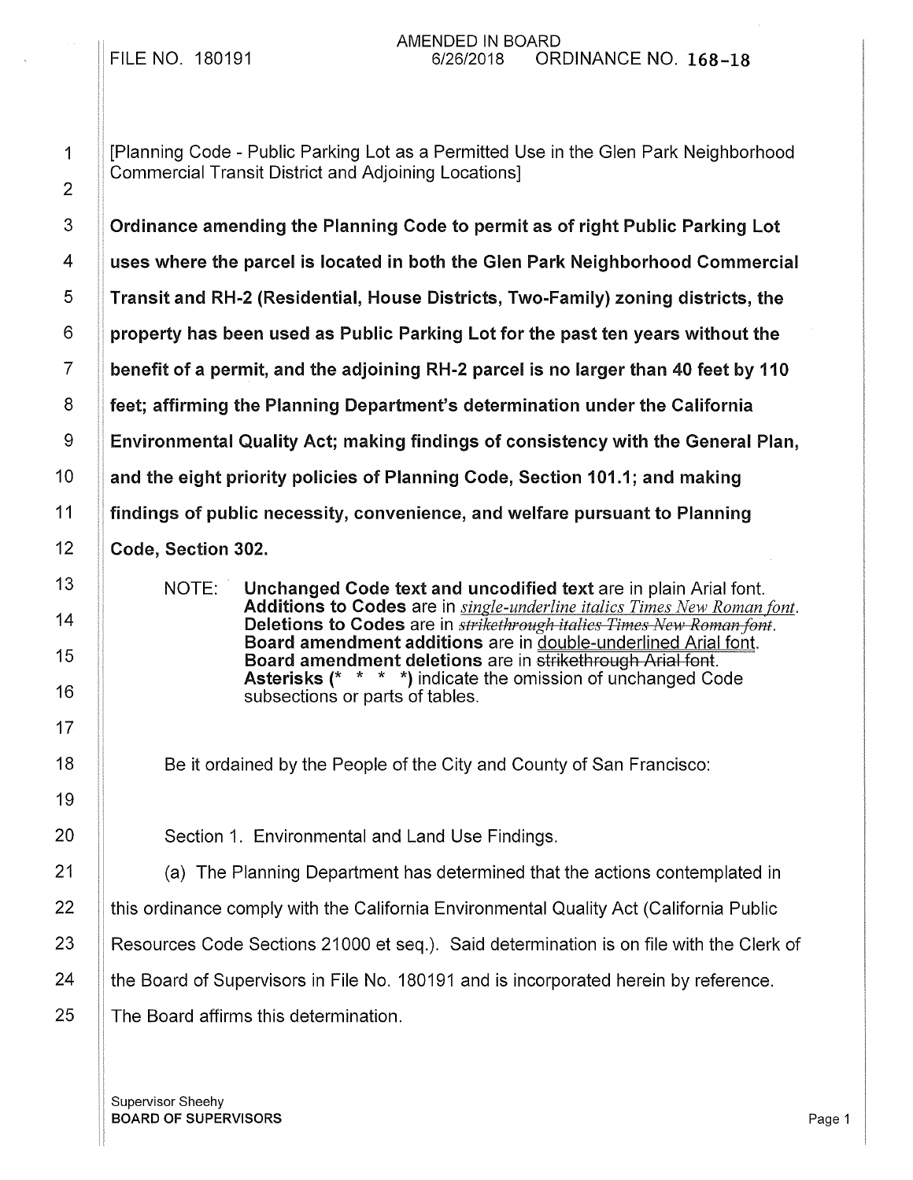FILE NO. 180191

AMENDED IN BOARD
6/26/2018 ORDINANCE NO. 168-18

[Planning Code - Public Parking Lot as a Permitted Use in the Glen Park Neighborhood Commercial Transit District and Adjoining Locations]

**Ordinance amending the Planning Code to permit as of right Public Parking Lot uses where the parcel is located in both the Glen Park Neighborhood Commercial Transit and RH-2 (Residential, House Districts, Two-Family) zoning districts, the property has been used as Public Parking Lot for the past ten years without the benefit of a permit, and the adjoining RH-2 parcel is no larger than 40 feet by 110 feet; affirming the Planning Department's determination under the California Environmental Quality Act; making findings of consistency with the General Plan, and the eight priority policies of Planning Code, Section 101.1; and making findings of public necessity, convenience, and welfare pursuant to Planning Code, Section 302.**

NOTE: **Unchanged Code text and uncodified text** are in plain Arial font.
**Additions to Codes** are in *single-underline italics Times New Roman font*.
**Deletions to Codes** are in ~~*strikethrough italics Times New Roman font*~~.
**Board amendment additions** are in double-underlined Arial font.
**Board amendment deletions** are in ~~strikethrough Arial font~~.
**Asterisks (* * * *)** indicate the omission of unchanged Code subsections or parts of tables.

Be it ordained by the People of the City and County of San Francisco:

Section 1. Environmental and Land Use Findings.

(a) The Planning Department has determined that the actions contemplated in this ordinance comply with the California Environmental Quality Act (California Public Resources Code Sections 21000 et seq.). Said determination is on file with the Clerk of the Board of Supervisors in File No. 180191 and is incorporated herein by reference. The Board affirms this determination.

Supervisor Sheehy
BOARD OF SUPERVISORS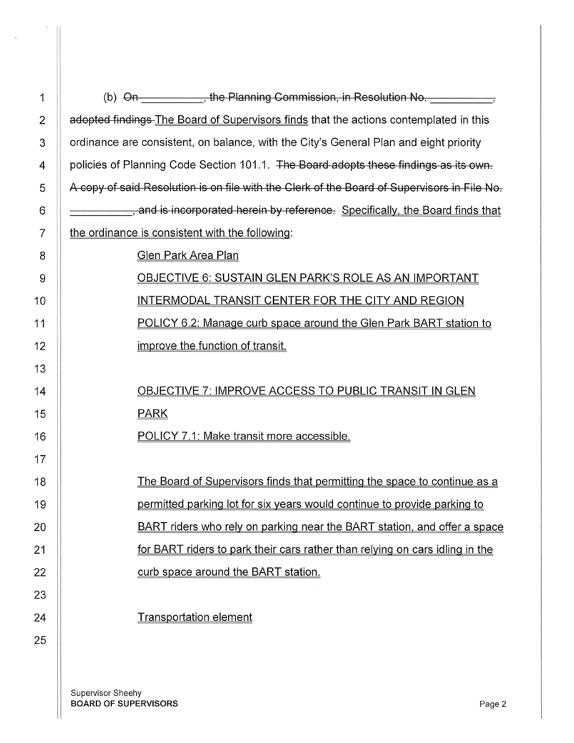(b) ~~On ___________, the Planning Commission, in Resolution No. ___________, adopted findings~~ The Board of Supervisors finds that the actions contemplated in this ordinance are consistent, on balance, with the City's General Plan and eight priority policies of Planning Code Section 101.1. ~~The Board adopts these findings as its own. A copy of said Resolution is on file with the Clerk of the Board of Supervisors in File No. ___________, and is incorporated herein by reference.~~ Specifically, the Board finds that the ordinance is consistent with the following:

Glen Park Area Plan

OBJECTIVE 6: SUSTAIN GLEN PARK'S ROLE AS AN IMPORTANT INTERMODAL TRANSIT CENTER FOR THE CITY AND REGION

POLICY 6.2: Manage curb space around the Glen Park BART station to improve the function of transit.

OBJECTIVE 7: IMPROVE ACCESS TO PUBLIC TRANSIT IN GLEN PARK

POLICY 7.1: Make transit more accessible.

The Board of Supervisors finds that permitting the space to continue as a permitted parking lot for six years would continue to provide parking to BART riders who rely on parking near the BART station, and offer a space for BART riders to park their cars rather than relying on cars idling in the curb space around the BART station.

Transportation element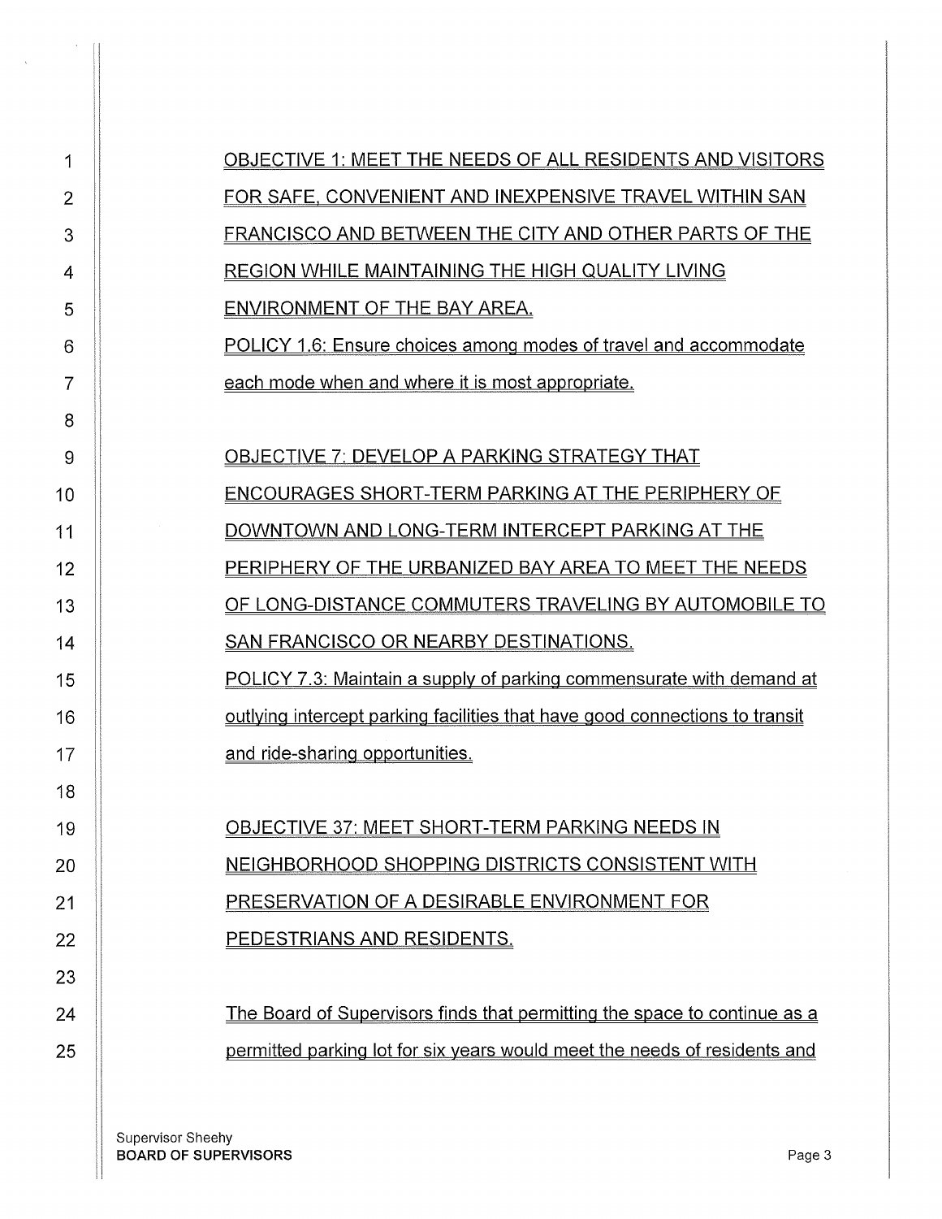OBJECTIVE 1: MEET THE NEEDS OF ALL RESIDENTS AND VISITORS FOR SAFE, CONVENIENT AND INEXPENSIVE TRAVEL WITHIN SAN FRANCISCO AND BETWEEN THE CITY AND OTHER PARTS OF THE REGION WHILE MAINTAINING THE HIGH QUALITY LIVING ENVIRONMENT OF THE BAY AREA.

POLICY 1.6: Ensure choices among modes of travel and accommodate each mode when and where it is most appropriate.

OBJECTIVE 7: DEVELOP A PARKING STRATEGY THAT ENCOURAGES SHORT-TERM PARKING AT THE PERIPHERY OF DOWNTOWN AND LONG-TERM INTERCEPT PARKING AT THE PERIPHERY OF THE URBANIZED BAY AREA TO MEET THE NEEDS OF LONG-DISTANCE COMMUTERS TRAVELING BY AUTOMOBILE TO SAN FRANCISCO OR NEARBY DESTINATIONS.

POLICY 7.3: Maintain a supply of parking commensurate with demand at outlying intercept parking facilities that have good connections to transit and ride-sharing opportunities.

OBJECTIVE 37: MEET SHORT-TERM PARKING NEEDS IN NEIGHBORHOOD SHOPPING DISTRICTS CONSISTENT WITH PRESERVATION OF A DESIRABLE ENVIRONMENT FOR PEDESTRIANS AND RESIDENTS.

The Board of Supervisors finds that permitting the space to continue as a permitted parking lot for six years would meet the needs of residents and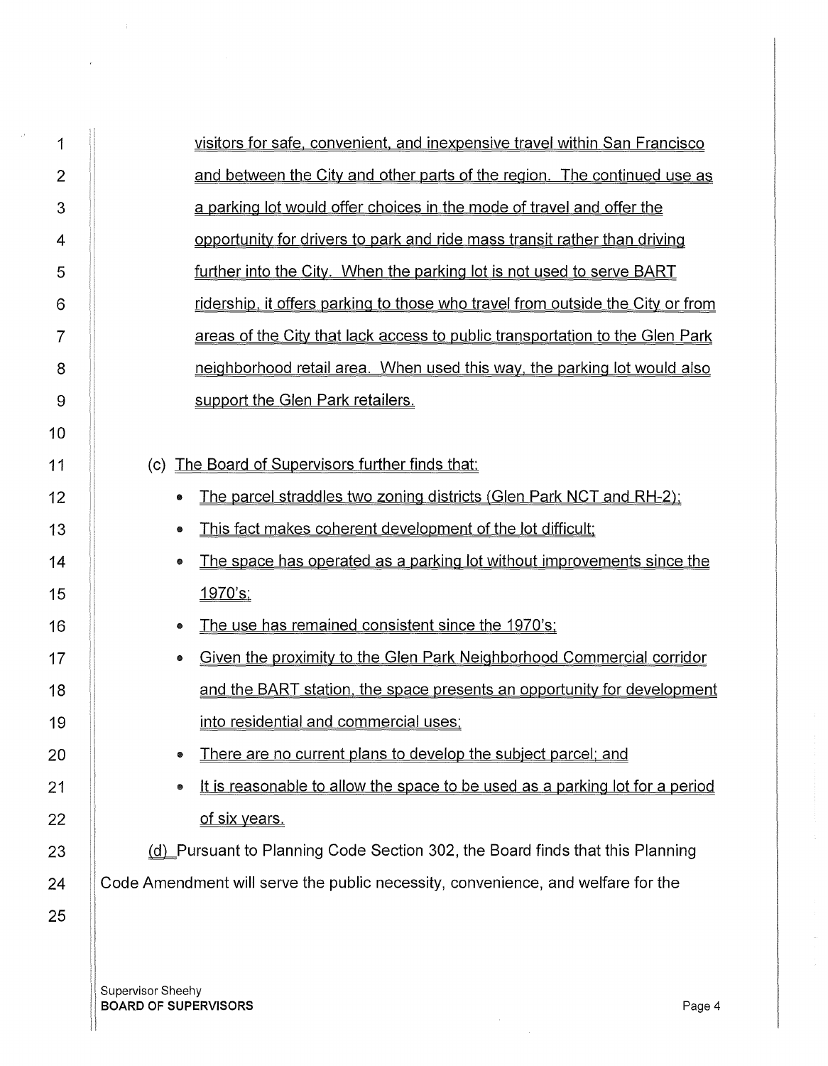visitors for safe, convenient, and inexpensive travel within San Francisco and between the City and other parts of the region. The continued use as a parking lot would offer choices in the mode of travel and offer the opportunity for drivers to park and ride mass transit rather than driving further into the City. When the parking lot is not used to serve BART ridership, it offers parking to those who travel from outside the City or from areas of the City that lack access to public transportation to the Glen Park neighborhood retail area. When used this way, the parking lot would also support the Glen Park retailers.

(c) The Board of Supervisors further finds that:

- The parcel straddles two zoning districts (Glen Park NCT and RH-2);
- This fact makes coherent development of the lot difficult;
- The space has operated as a parking lot without improvements since the 1970's;
- The use has remained consistent since the 1970's;
- Given the proximity to the Glen Park Neighborhood Commercial corridor and the BART station, the space presents an opportunity for development into residential and commercial uses;
- There are no current plans to develop the subject parcel; and
- It is reasonable to allow the space to be used as a parking lot for a period of six years.

(d) Pursuant to Planning Code Section 302, the Board finds that this Planning Code Amendment will serve the public necessity, convenience, and welfare for the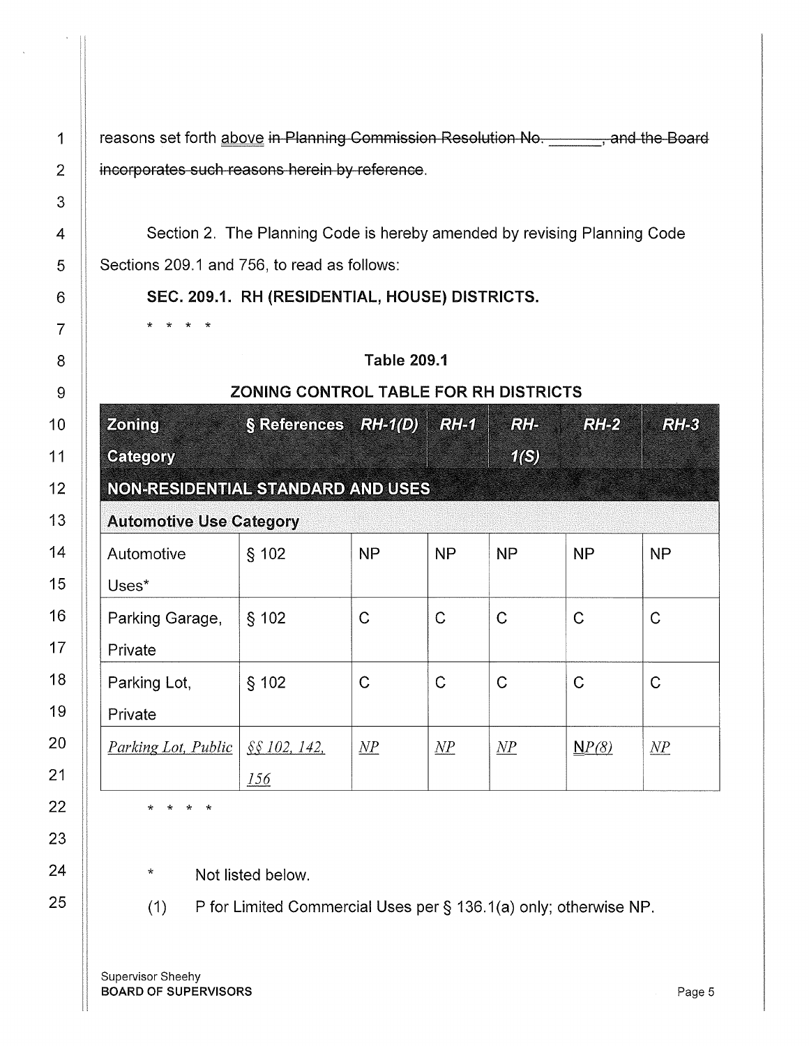reasons set forth <u>above</u> ~~in Planning Commission Resolution No. ______, and the Board incorporates such reasons herein by reference~~.

Section 2. The Planning Code is hereby amended by revising Planning Code Sections 209.1 and 756, to read as follows:

**SEC. 209.1. RH (RESIDENTIAL, HOUSE) DISTRICTS.**

\* \* \* \*

**Table 209.1**

**ZONING CONTROL TABLE FOR RH DISTRICTS**

| Zoning Category | § References | *RH-1(D)* | *RH-1* | *RH-1(S)* | *RH-2* | *RH-3* |
|---|---|---|---|---|---|---|
| **NON-RESIDENTIAL STANDARD AND USES** | | | | | | |
| **Automotive Use Category** | | | | | | |
| Automotive Uses* | § 102 | NP | NP | NP | NP | NP |
| Parking Garage, Private | § 102 | C | C | C | C | C |
| Parking Lot, Private | § 102 | C | C | C | C | C |
| <u>*Parking Lot, Public*</u> | <u>*§§ 102, 142, 156*</u> | <u>*NP*</u> | <u>*NP*</u> | <u>*NP*</u> | <u>N*P(8)*</u> | <u>*NP*</u> |

\* \* \* \*

\* Not listed below.

(1) P for Limited Commercial Uses per § 136.1(a) only; otherwise NP.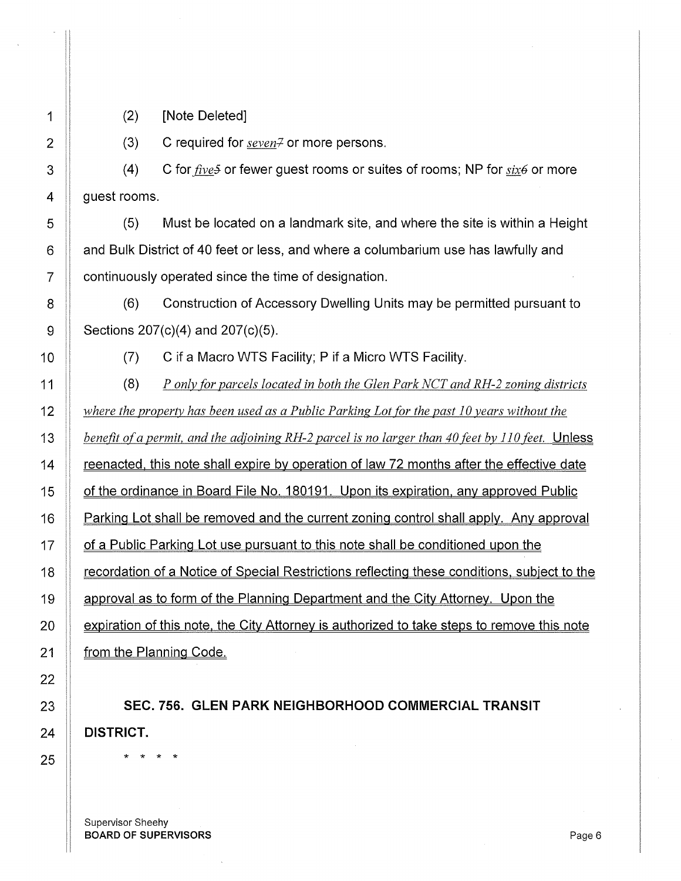(2) [Note Deleted]

(3) C required for *seven*~~7~~ or more persons.

(4) C for *five*~~5~~ or fewer guest rooms or suites of rooms; NP for *six*~~6~~ or more guest rooms.

(5) Must be located on a landmark site, and where the site is within a Height and Bulk District of 40 feet or less, and where a columbarium use has lawfully and continuously operated since the time of designation.

(6) Construction of Accessory Dwelling Units may be permitted pursuant to Sections 207(c)(4) and 207(c)(5).

(7) C if a Macro WTS Facility; P if a Micro WTS Facility.

(8) *P only for parcels located in both the Glen Park NCT and RH-2 zoning districts where the property has been used as a Public Parking Lot for the past 10 years without the benefit of a permit, and the adjoining RH-2 parcel is no larger than 40 feet by 110 feet.* Unless reenacted, this note shall expire by operation of law 72 months after the effective date of the ordinance in Board File No. 180191. Upon its expiration, any approved Public Parking Lot shall be removed and the current zoning control shall apply. Any approval of a Public Parking Lot use pursuant to this note shall be conditioned upon the recordation of a Notice of Special Restrictions reflecting these conditions, subject to the approval as to form of the Planning Department and the City Attorney. Upon the expiration of this note, the City Attorney is authorized to take steps to remove this note from the Planning Code.

**SEC. 756. GLEN PARK NEIGHBORHOOD COMMERCIAL TRANSIT DISTRICT.**

\* \* \* \*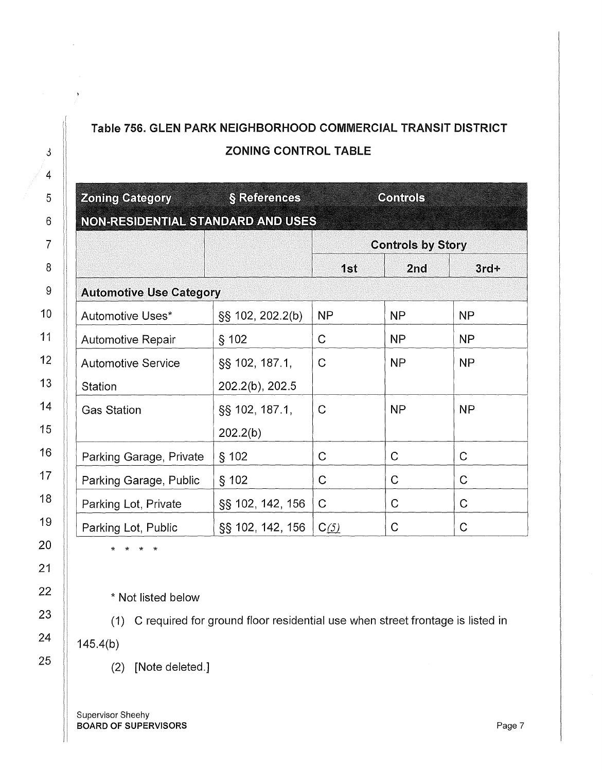**Table 756. GLEN PARK NEIGHBORHOOD COMMERCIAL TRANSIT DISTRICT ZONING CONTROL TABLE**

| Zoning Category | § References | Controls | | |
|---|---|---|---|---|
| **NON-RESIDENTIAL STANDARD AND USES** | | | | |
| | | **Controls by Story** | | |
| | | **1st** | **2nd** | **3rd+** |
| **Automotive Use Category** | | | | |
| Automotive Uses* | §§ 102, 202.2(b) | NP | NP | NP |
| Automotive Repair | § 102 | C | NP | NP |
| Automotive Service Station | §§ 102, 187.1, 202.2(b), 202.5 | C | NP | NP |
| Gas Station | §§ 102, 187.1, 202.2(b) | C | NP | NP |
| Parking Garage, Private | § 102 | C | C | C |
| Parking Garage, Public | § 102 | C | C | C |
| Parking Lot, Private | §§ 102, 142, 156 | C | C | C |
| Parking Lot, Public | §§ 102, 142, 156 | C*(5)* | C | C |

\* \* \* \*

\* Not listed below

(1) C required for ground floor residential use when street frontage is listed in 145.4(b)

(2) [Note deleted.]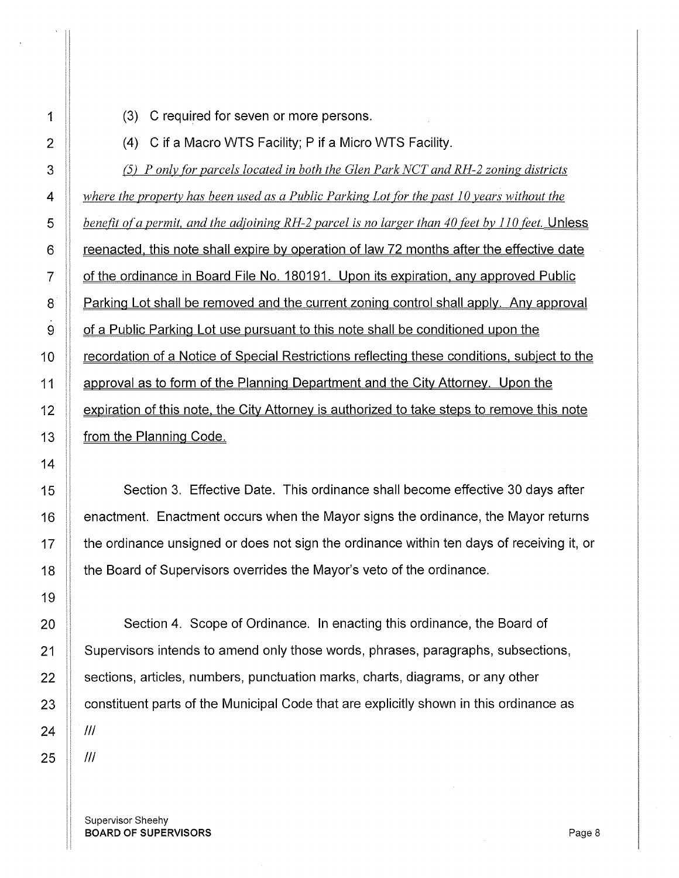(3) C required for seven or more persons.

(4) C if a Macro WTS Facility; P if a Micro WTS Facility.

*(5) P only for parcels located in both the Glen Park NCT and RH-2 zoning districts where the property has been used as a Public Parking Lot for the past 10 years without the benefit of a permit, and the adjoining RH-2 parcel is no larger than 40 feet by 110 feet.* Unless reenacted, this note shall expire by operation of law 72 months after the effective date of the ordinance in Board File No. 180191. Upon its expiration, any approved Public Parking Lot shall be removed and the current zoning control shall apply. Any approval of a Public Parking Lot use pursuant to this note shall be conditioned upon the recordation of a Notice of Special Restrictions reflecting these conditions, subject to the approval as to form of the Planning Department and the City Attorney. Upon the expiration of this note, the City Attorney is authorized to take steps to remove this note from the Planning Code.

Section 3. Effective Date. This ordinance shall become effective 30 days after enactment. Enactment occurs when the Mayor signs the ordinance, the Mayor returns the ordinance unsigned or does not sign the ordinance within ten days of receiving it, or the Board of Supervisors overrides the Mayor's veto of the ordinance.

Section 4. Scope of Ordinance. In enacting this ordinance, the Board of Supervisors intends to amend only those words, phrases, paragraphs, subsections, sections, articles, numbers, punctuation marks, charts, diagrams, or any other constituent parts of the Municipal Code that are explicitly shown in this ordinance as

///

///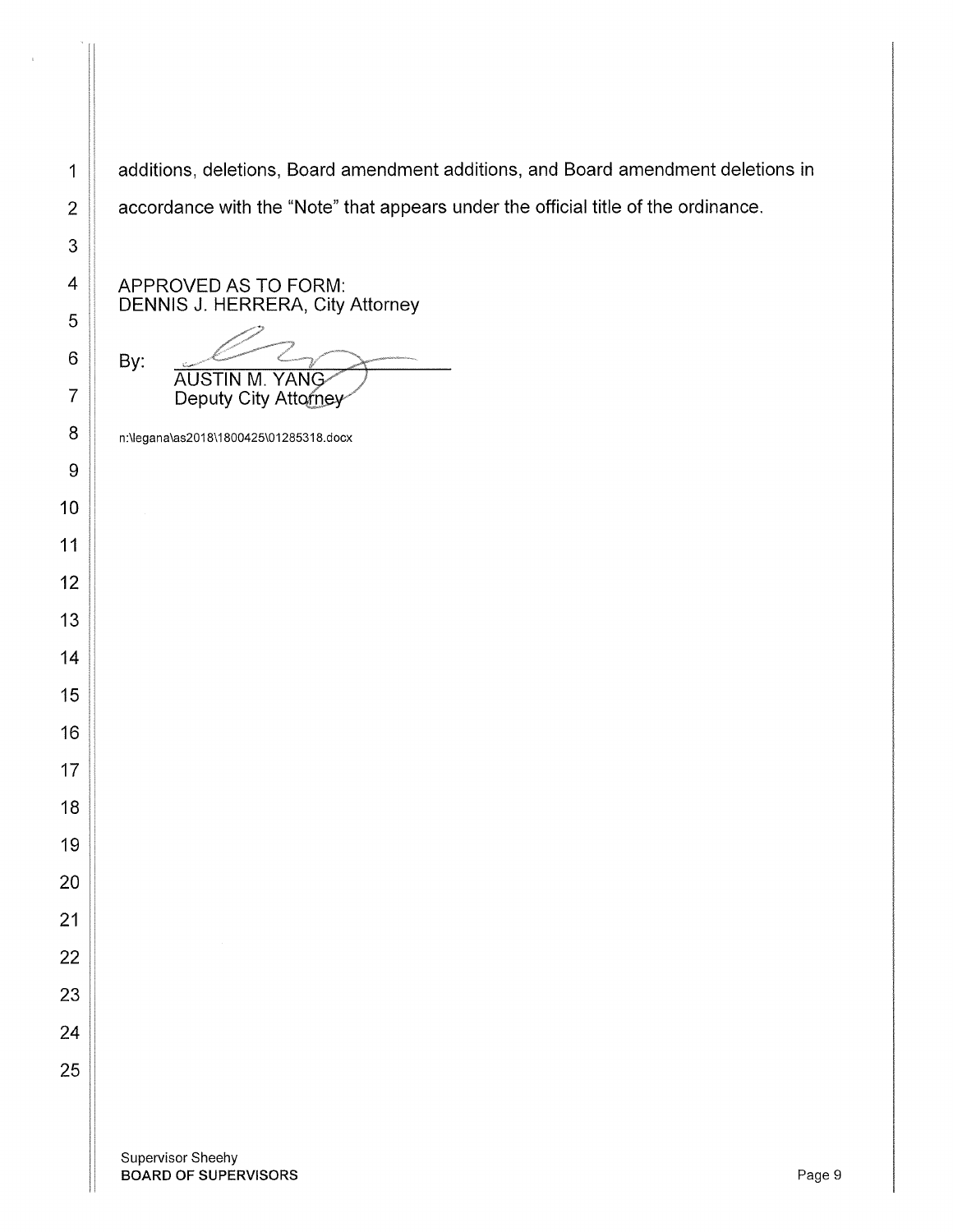additions, deletions, Board amendment additions, and Board amendment deletions in accordance with the "Note" that appears under the official title of the ordinance.

APPROVED AS TO FORM:
DENNIS J. HERRERA, City Attorney

By: ______________________
AUSTIN M. YANG
Deputy City Attorney

n:\legana\as2018\1800425\01285318.docx

Supervisor Sheehy
**BOARD OF SUPERVISORS**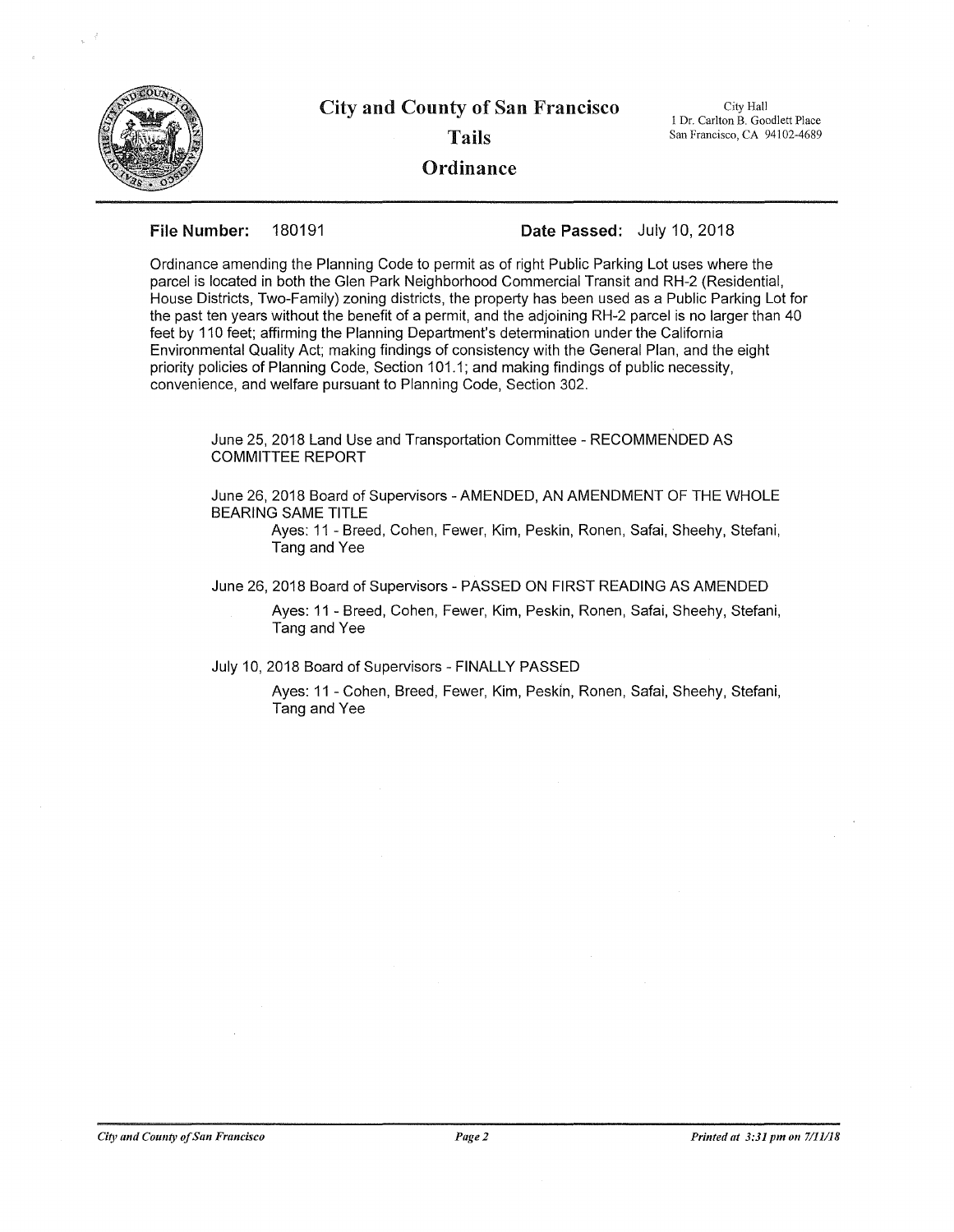# City and County of San Francisco

## Tails

## Ordinance

City Hall
1 Dr. Carlton B. Goodlett Place
San Francisco, CA 94102-4689

**File Number:** 180191 **Date Passed:** July 10, 2018

Ordinance amending the Planning Code to permit as of right Public Parking Lot uses where the parcel is located in both the Glen Park Neighborhood Commercial Transit and RH-2 (Residential, House Districts, Two-Family) zoning districts, the property has been used as a Public Parking Lot for the past ten years without the benefit of a permit, and the adjoining RH-2 parcel is no larger than 40 feet by 110 feet; affirming the Planning Department's determination under the California Environmental Quality Act; making findings of consistency with the General Plan, and the eight priority policies of Planning Code, Section 101.1; and making findings of public necessity, convenience, and welfare pursuant to Planning Code, Section 302.

June 25, 2018 Land Use and Transportation Committee - RECOMMENDED AS COMMITTEE REPORT

June 26, 2018 Board of Supervisors - AMENDED, AN AMENDMENT OF THE WHOLE BEARING SAME TITLE

Ayes: 11 - Breed, Cohen, Fewer, Kim, Peskin, Ronen, Safai, Sheehy, Stefani, Tang and Yee

June 26, 2018 Board of Supervisors - PASSED ON FIRST READING AS AMENDED

Ayes: 11 - Breed, Cohen, Fewer, Kim, Peskin, Ronen, Safai, Sheehy, Stefani, Tang and Yee

July 10, 2018 Board of Supervisors - FINALLY PASSED

Ayes: 11 - Cohen, Breed, Fewer, Kim, Peskin, Ronen, Safai, Sheehy, Stefani, Tang and Yee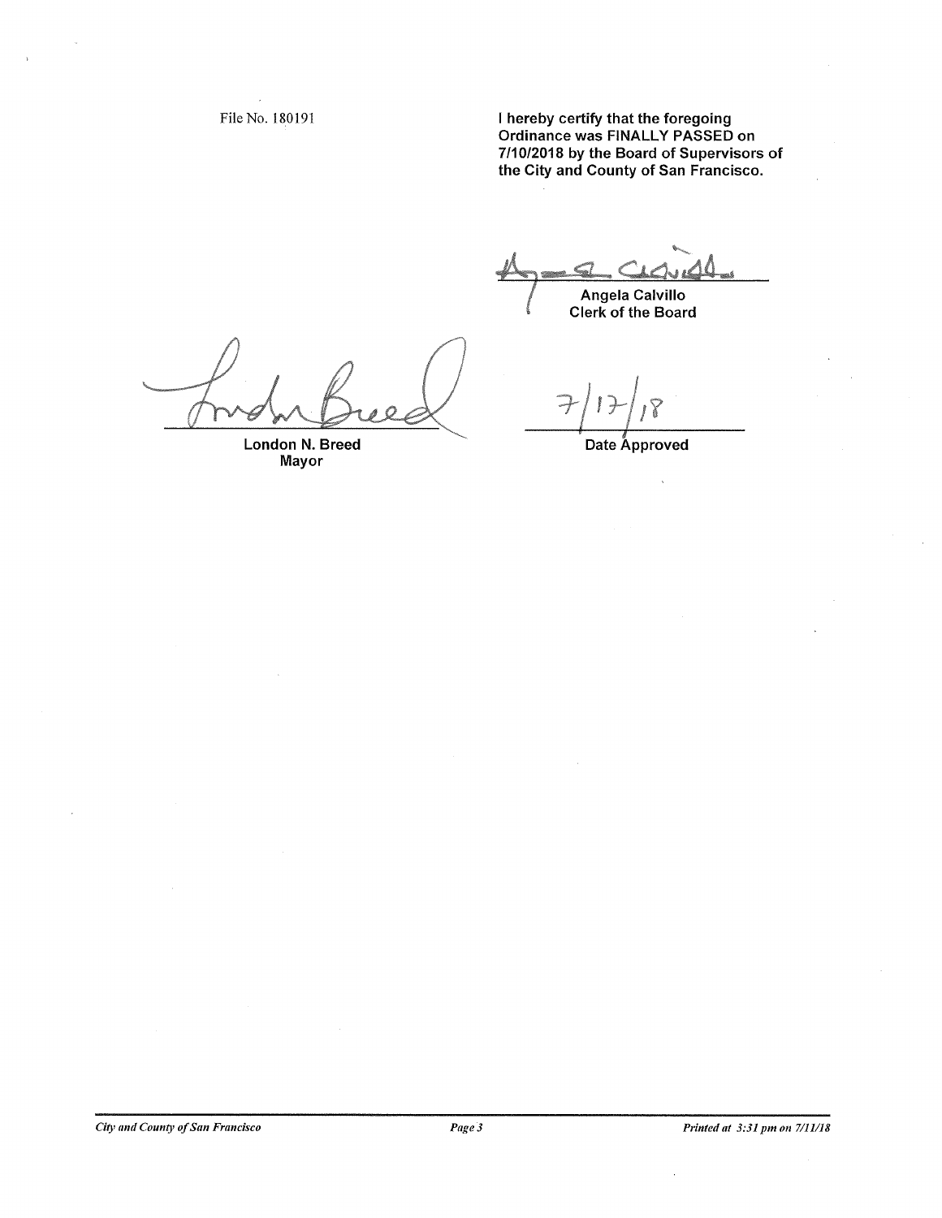File No. 180191

**I hereby certify that the foregoing Ordinance was FINALLY PASSED on 7/10/2018 by the Board of Supervisors of the City and County of San Francisco.**

**Angela Calvillo**
**Clerk of the Board**

**London N. Breed**
**Mayor**

7/17/18

**Date Approved**